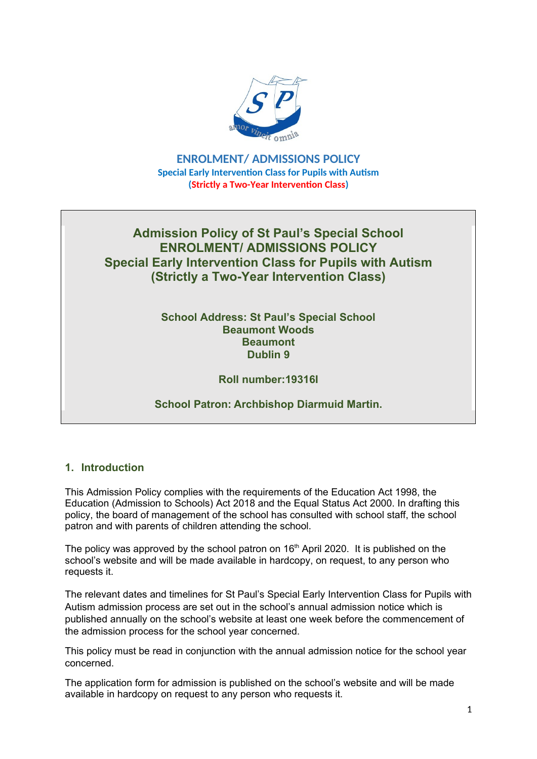# ENROLMENT/ ADMISSIONS POLICY

**Special Early Intervention Class for Pupils with Autism**

**(Strictly a Two-Year Intervention Class)**

**Admission Policy of St Paul's Special School**
**ENROLMENT/ ADMISSIONS POLICY**
**Special Early Intervention Class for Pupils with Autism**
**(Strictly a Two-Year Intervention Class)**

**School Address: St Paul's Special School**
**Beaumont Woods**
**Beaumont**
**Dublin 9**

**Roll number:19316I**

**School Patron: Archbishop Diarmuid Martin.**

## 1. Introduction

This Admission Policy complies with the requirements of the Education Act 1998, the Education (Admission to Schools) Act 2018 and the Equal Status Act 2000. In drafting this policy, the board of management of the school has consulted with school staff, the school patron and with parents of children attending the school.

The policy was approved by the school patron on 16th April 2020. It is published on the school's website and will be made available in hardcopy, on request, to any person who requests it.

The relevant dates and timelines for St Paul's Special Early Intervention Class for Pupils with Autism admission process are set out in the school's annual admission notice which is published annually on the school's website at least one week before the commencement of the admission process for the school year concerned.

This policy must be read in conjunction with the annual admission notice for the school year concerned.

The application form for admission is published on the school's website and will be made available in hardcopy on request to any person who requests it.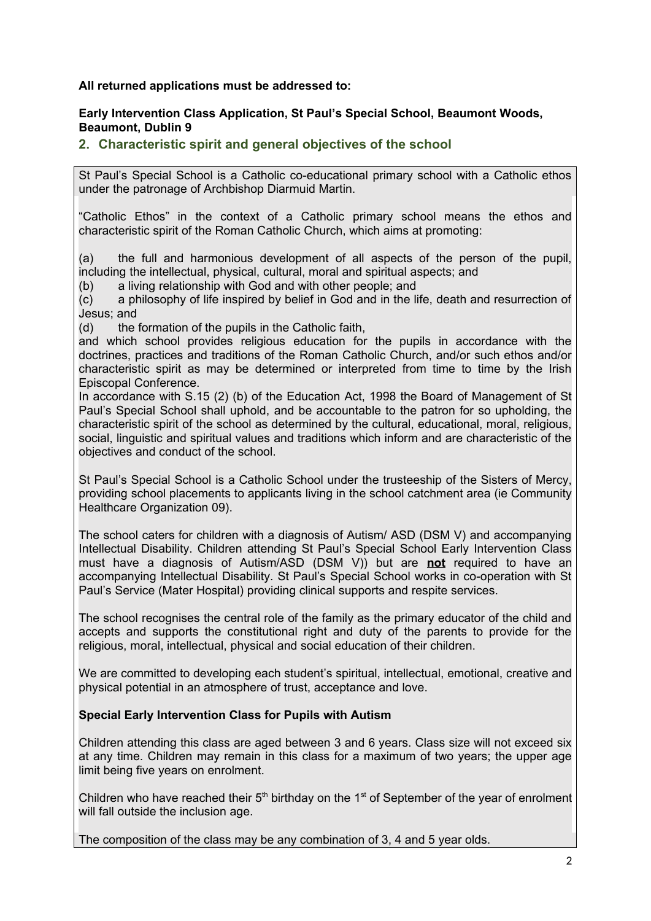**All returned applications must be addressed to:**

**Early Intervention Class Application, St Paul's Special School, Beaumont Woods, Beaumont, Dublin 9**

## 2. Characteristic spirit and general objectives of the school

St Paul's Special School is a Catholic co-educational primary school with a Catholic ethos under the patronage of Archbishop Diarmuid Martin.

"Catholic Ethos" in the context of a Catholic primary school means the ethos and characteristic spirit of the Roman Catholic Church, which aims at promoting:

(a) the full and harmonious development of all aspects of the person of the pupil, including the intellectual, physical, cultural, moral and spiritual aspects; and

(b) a living relationship with God and with other people; and

(c) a philosophy of life inspired by belief in God and in the life, death and resurrection of Jesus; and

(d) the formation of the pupils in the Catholic faith,

and which school provides religious education for the pupils in accordance with the doctrines, practices and traditions of the Roman Catholic Church, and/or such ethos and/or characteristic spirit as may be determined or interpreted from time to time by the Irish Episcopal Conference.

In accordance with S.15 (2) (b) of the Education Act, 1998 the Board of Management of St Paul's Special School shall uphold, and be accountable to the patron for so upholding, the characteristic spirit of the school as determined by the cultural, educational, moral, religious, social, linguistic and spiritual values and traditions which inform and are characteristic of the objectives and conduct of the school.

St Paul's Special School is a Catholic School under the trusteeship of the Sisters of Mercy, providing school placements to applicants living in the school catchment area (ie Community Healthcare Organization 09).

The school caters for children with a diagnosis of Autism/ ASD (DSM V) and accompanying Intellectual Disability. Children attending St Paul's Special School Early Intervention Class must have a diagnosis of Autism/ASD (DSM V)) but are **not** required to have an accompanying Intellectual Disability. St Paul's Special School works in co-operation with St Paul's Service (Mater Hospital) providing clinical supports and respite services.

The school recognises the central role of the family as the primary educator of the child and accepts and supports the constitutional right and duty of the parents to provide for the religious, moral, intellectual, physical and social education of their children.

We are committed to developing each student's spiritual, intellectual, emotional, creative and physical potential in an atmosphere of trust, acceptance and love.

**Special Early Intervention Class for Pupils with Autism**

Children attending this class are aged between 3 and 6 years. Class size will not exceed six at any time. Children may remain in this class for a maximum of two years; the upper age limit being five years on enrolment.

Children who have reached their 5th birthday on the 1st of September of the year of enrolment will fall outside the inclusion age.

The composition of the class may be any combination of 3, 4 and 5 year olds.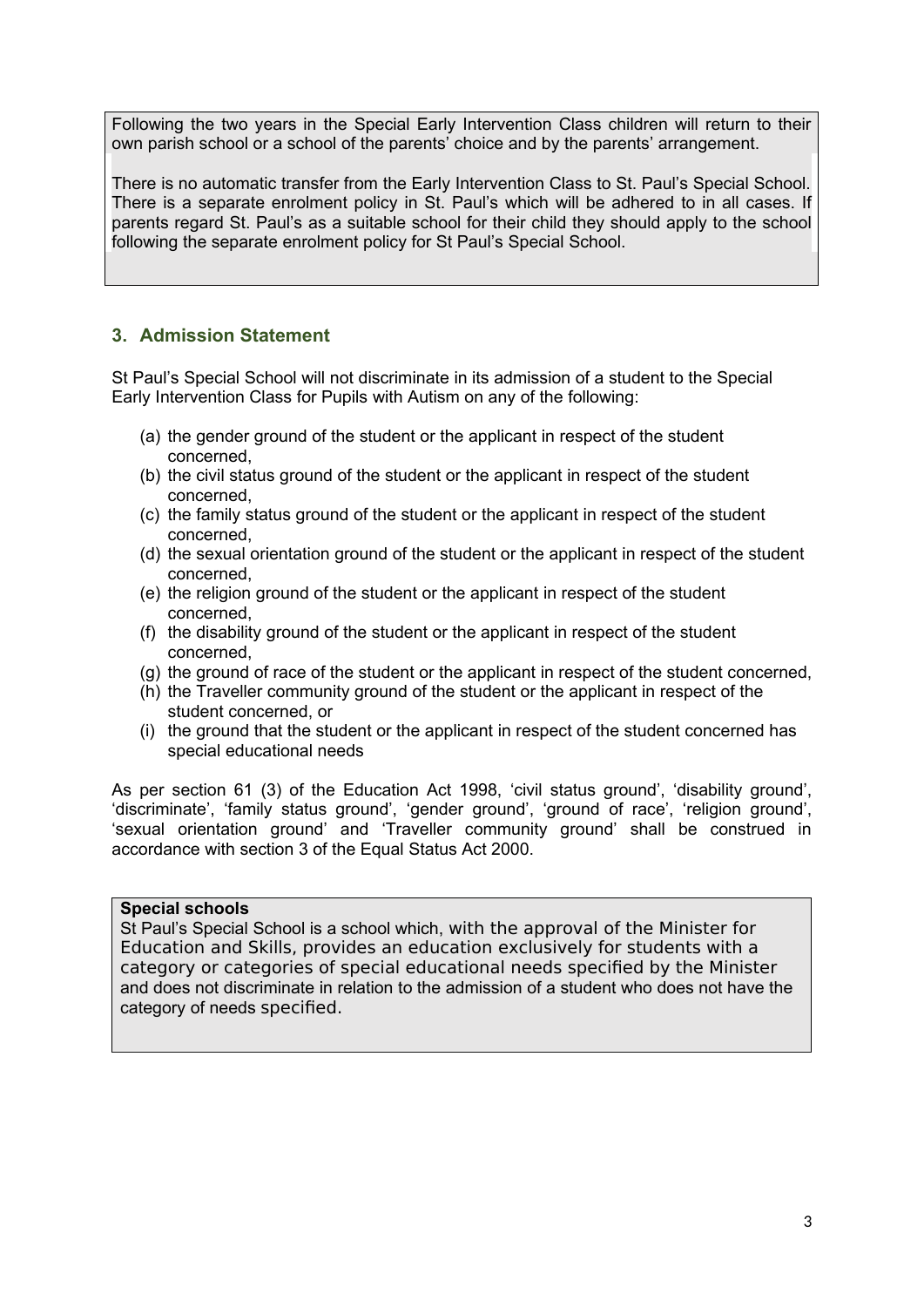Following the two years in the Special Early Intervention Class children will return to their own parish school or a school of the parents' choice and by the parents' arrangement.

There is no automatic transfer from the Early Intervention Class to St. Paul's Special School. There is a separate enrolment policy in St. Paul's which will be adhered to in all cases. If parents regard St. Paul's as a suitable school for their child they should apply to the school following the separate enrolment policy for St Paul's Special School.

## 3. Admission Statement

St Paul's Special School will not discriminate in its admission of a student to the Special Early Intervention Class for Pupils with Autism on any of the following:

(a) the gender ground of the student or the applicant in respect of the student concerned,
(b) the civil status ground of the student or the applicant in respect of the student concerned,
(c) the family status ground of the student or the applicant in respect of the student concerned,
(d) the sexual orientation ground of the student or the applicant in respect of the student concerned,
(e) the religion ground of the student or the applicant in respect of the student concerned,
(f) the disability ground of the student or the applicant in respect of the student concerned,
(g) the ground of race of the student or the applicant in respect of the student concerned,
(h) the Traveller community ground of the student or the applicant in respect of the student concerned, or
(i) the ground that the student or the applicant in respect of the student concerned has special educational needs

As per section 61 (3) of the Education Act 1998, 'civil status ground', 'disability ground', 'discriminate', 'family status ground', 'gender ground', 'ground of race', 'religion ground', 'sexual orientation ground' and 'Traveller community ground' shall be construed in accordance with section 3 of the Equal Status Act 2000.

**Special schools**
St Paul's Special School is a school which, with the approval of the Minister for Education and Skills, provides an education exclusively for students with a category or categories of special educational needs specified by the Minister and does not discriminate in relation to the admission of a student who does not have the category of needs specified.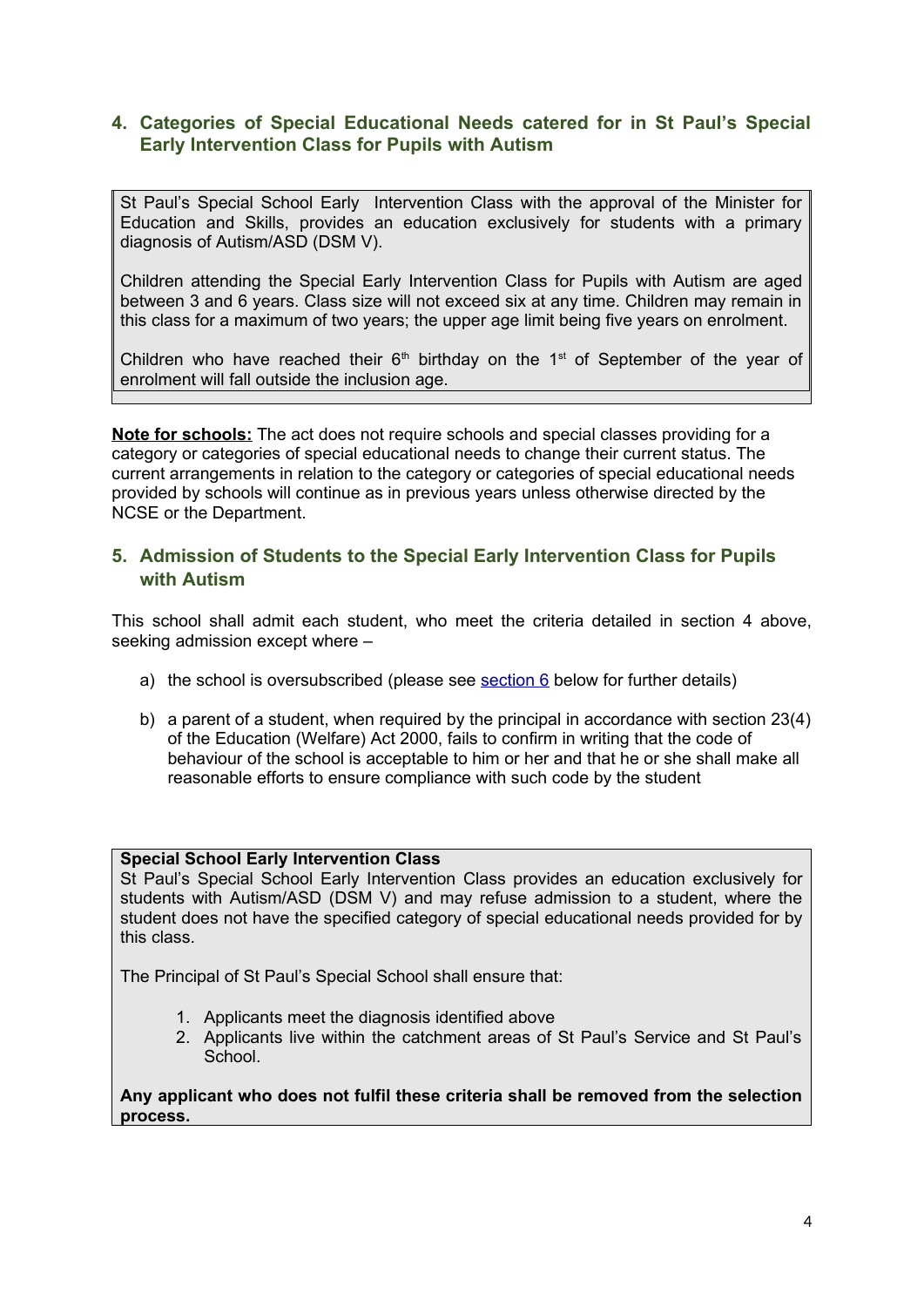## 4. Categories of Special Educational Needs catered for in St Paul's Special Early Intervention Class for Pupils with Autism

St Paul's Special School Early Intervention Class with the approval of the Minister for Education and Skills, provides an education exclusively for students with a primary diagnosis of Autism/ASD (DSM V).

Children attending the Special Early Intervention Class for Pupils with Autism are aged between 3 and 6 years. Class size will not exceed six at any time. Children may remain in this class for a maximum of two years; the upper age limit being five years on enrolment.

Children who have reached their 6th birthday on the 1st of September of the year of enrolment will fall outside the inclusion age.

**Note for schools:** The act does not require schools and special classes providing for a category or categories of special educational needs to change their current status. The current arrangements in relation to the category or categories of special educational needs provided by schools will continue as in previous years unless otherwise directed by the NCSE or the Department.

## 5. Admission of Students to the Special Early Intervention Class for Pupils with Autism

This school shall admit each student, who meet the criteria detailed in section 4 above, seeking admission except where –

a) the school is oversubscribed (please see section 6 below for further details)

b) a parent of a student, when required by the principal in accordance with section 23(4) of the Education (Welfare) Act 2000, fails to confirm in writing that the code of behaviour of the school is acceptable to him or her and that he or she shall make all reasonable efforts to ensure compliance with such code by the student

**Special School Early Intervention Class**
St Paul's Special School Early Intervention Class provides an education exclusively for students with Autism/ASD (DSM V) and may refuse admission to a student, where the student does not have the specified category of special educational needs provided for by this class.

The Principal of St Paul's Special School shall ensure that:

1. Applicants meet the diagnosis identified above
2. Applicants live within the catchment areas of St Paul's Service and St Paul's School.

**Any applicant who does not fulfil these criteria shall be removed from the selection process.**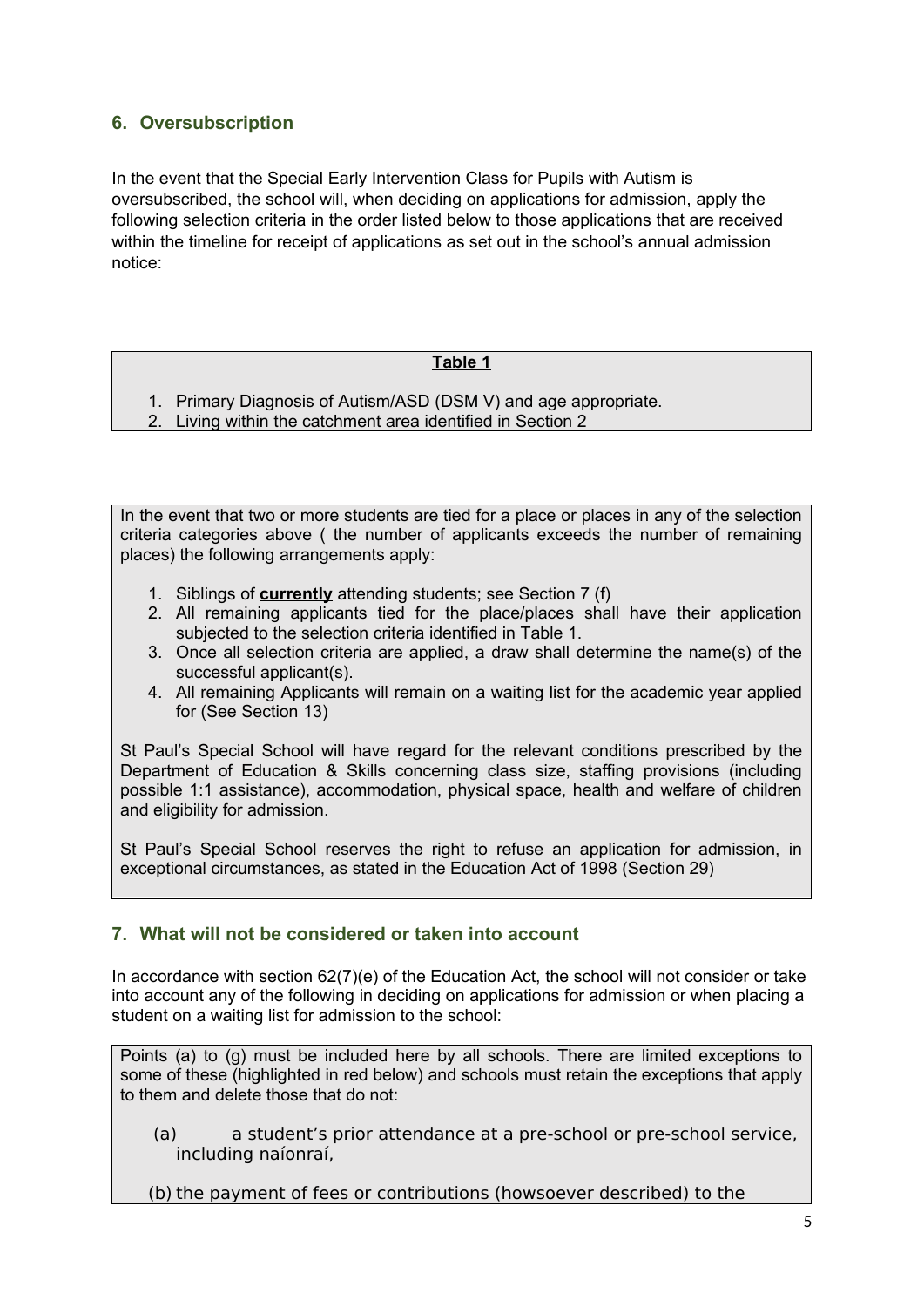## 6. Oversubscription

In the event that the Special Early Intervention Class for Pupils with Autism is oversubscribed, the school will, when deciding on applications for admission, apply the following selection criteria in the order listed below to those applications that are received within the timeline for receipt of applications as set out in the school's annual admission notice:

**Table 1**

1. Primary Diagnosis of Autism/ASD (DSM V) and age appropriate.
2. Living within the catchment area identified in Section 2

In the event that two or more students are tied for a place or places in any of the selection criteria categories above ( the number of applicants exceeds the number of remaining places) the following arrangements apply:

1. Siblings of **currently** attending students; see Section 7 (f)
2. All remaining applicants tied for the place/places shall have their application subjected to the selection criteria identified in Table 1.
3. Once all selection criteria are applied, a draw shall determine the name(s) of the successful applicant(s).
4. All remaining Applicants will remain on a waiting list for the academic year applied for (See Section 13)

St Paul's Special School will have regard for the relevant conditions prescribed by the Department of Education & Skills concerning class size, staffing provisions (including possible 1:1 assistance), accommodation, physical space, health and welfare of children and eligibility for admission.

St Paul's Special School reserves the right to refuse an application for admission, in exceptional circumstances, as stated in the Education Act of 1998 (Section 29)

## 7. What will not be considered or taken into account

In accordance with section 62(7)(e) of the Education Act, the school will not consider or take into account any of the following in deciding on applications for admission or when placing a student on a waiting list for admission to the school:

Points (a) to (g) must be included here by all schools. There are limited exceptions to some of these (highlighted in red below) and schools must retain the exceptions that apply to them and delete those that do not:

(a) a student's prior attendance at a pre-school or pre-school service, including naíonraí,

(b) the payment of fees or contributions (howsoever described) to the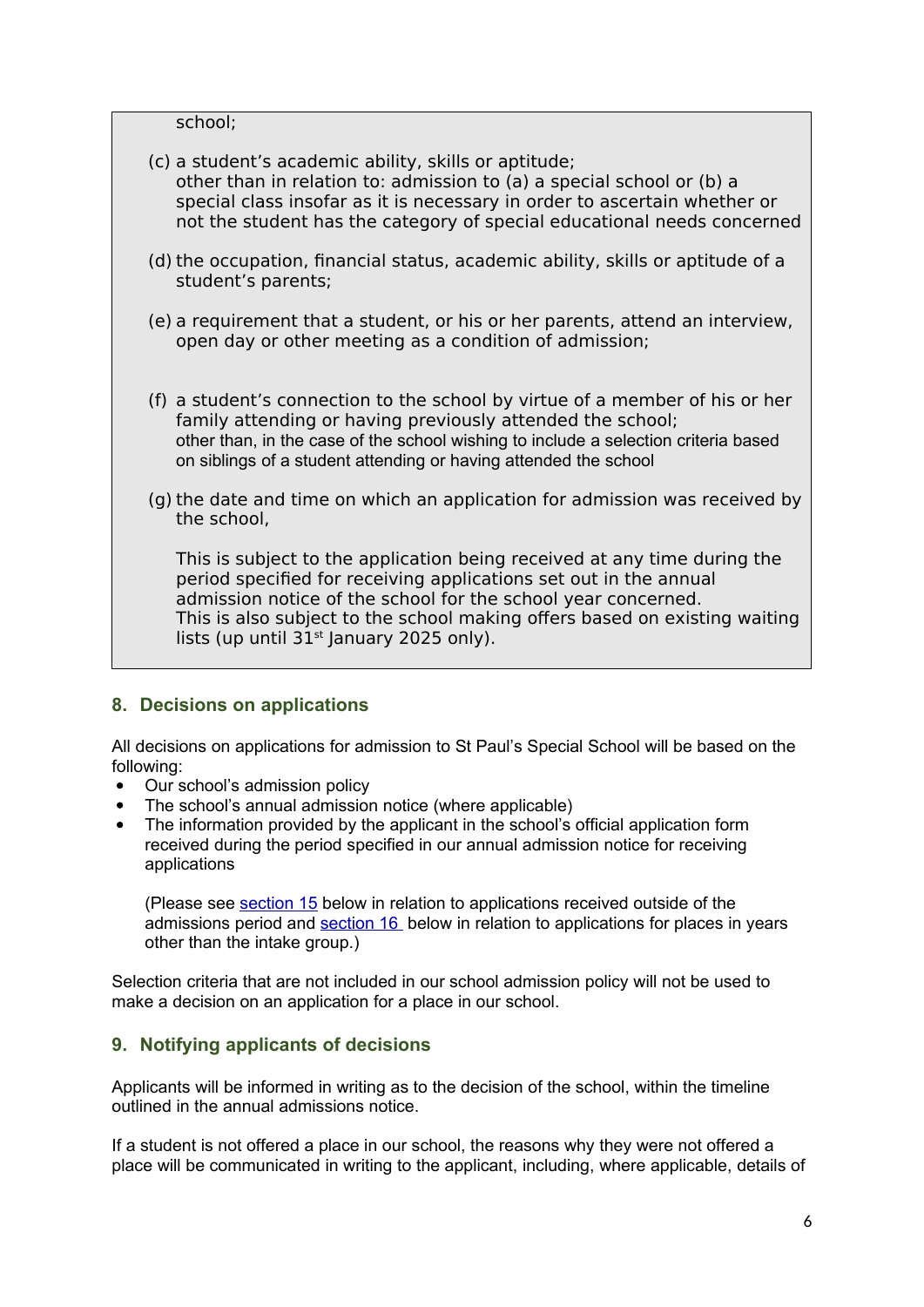school;

(c) a student's academic ability, skills or aptitude;
other than in relation to: admission to (a) a special school or (b) a special class insofar as it is necessary in order to ascertain whether or not the student has the category of special educational needs concerned

(d) the occupation, financial status, academic ability, skills or aptitude of a student's parents;

(e) a requirement that a student, or his or her parents, attend an interview, open day or other meeting as a condition of admission;

(f) a student's connection to the school by virtue of a member of his or her family attending or having previously attended the school;
other than, in the case of the school wishing to include a selection criteria based on siblings of a student attending or having attended the school

(g) the date and time on which an application for admission was received by the school,

This is subject to the application being received at any time during the period specified for receiving applications set out in the annual admission notice of the school for the school year concerned.
This is also subject to the school making offers based on existing waiting lists (up until 31st January 2025 only).

## 8. Decisions on applications

All decisions on applications for admission to St Paul's Special School will be based on the following:

- Our school's admission policy
- The school's annual admission notice (where applicable)
- The information provided by the applicant in the school's official application form received during the period specified in our annual admission notice for receiving applications

  (Please see section 15 below in relation to applications received outside of the admissions period and section 16 below in relation to applications for places in years other than the intake group.)

Selection criteria that are not included in our school admission policy will not be used to make a decision on an application for a place in our school.

## 9. Notifying applicants of decisions

Applicants will be informed in writing as to the decision of the school, within the timeline outlined in the annual admissions notice.

If a student is not offered a place in our school, the reasons why they were not offered a place will be communicated in writing to the applicant, including, where applicable, details of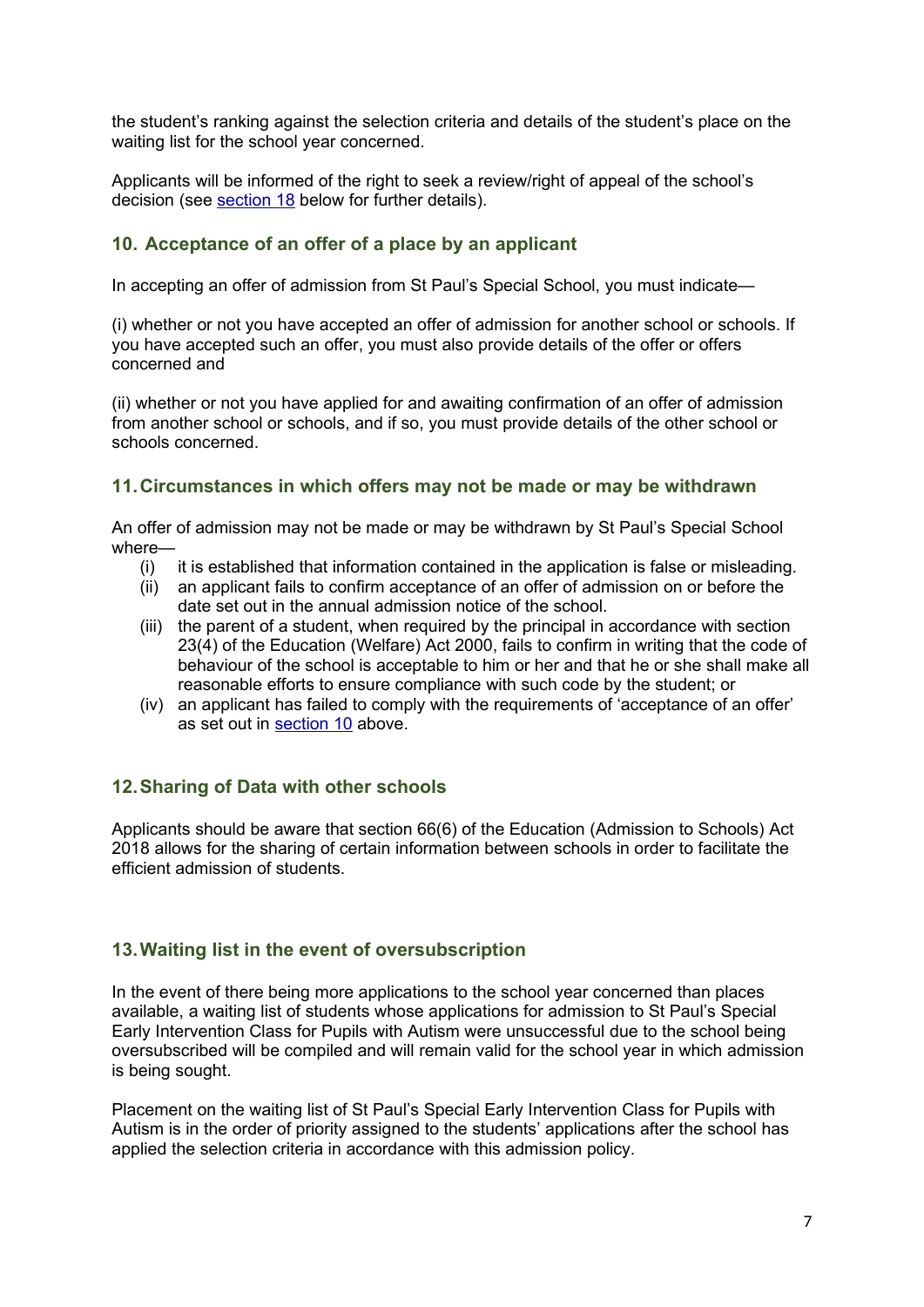the student's ranking against the selection criteria and details of the student's place on the waiting list for the school year concerned.

Applicants will be informed of the right to seek a review/right of appeal of the school's decision (see section 18 below for further details).

## 10. Acceptance of an offer of a place by an applicant

In accepting an offer of admission from St Paul's Special School, you must indicate—

(i) whether or not you have accepted an offer of admission for another school or schools. If you have accepted such an offer, you must also provide details of the offer or offers concerned and

(ii) whether or not you have applied for and awaiting confirmation of an offer of admission from another school or schools, and if so, you must provide details of the other school or schools concerned.

## 11. Circumstances in which offers may not be made or may be withdrawn

An offer of admission may not be made or may be withdrawn by St Paul's Special School where—

- (i) it is established that information contained in the application is false or misleading.
- (ii) an applicant fails to confirm acceptance of an offer of admission on or before the date set out in the annual admission notice of the school.
- (iii) the parent of a student, when required by the principal in accordance with section 23(4) of the Education (Welfare) Act 2000, fails to confirm in writing that the code of behaviour of the school is acceptable to him or her and that he or she shall make all reasonable efforts to ensure compliance with such code by the student; or
- (iv) an applicant has failed to comply with the requirements of 'acceptance of an offer' as set out in section 10 above.

## 12. Sharing of Data with other schools

Applicants should be aware that section 66(6) of the Education (Admission to Schools) Act 2018 allows for the sharing of certain information between schools in order to facilitate the efficient admission of students.

## 13. Waiting list in the event of oversubscription

In the event of there being more applications to the school year concerned than places available, a waiting list of students whose applications for admission to St Paul's Special Early Intervention Class for Pupils with Autism were unsuccessful due to the school being oversubscribed will be compiled and will remain valid for the school year in which admission is being sought.

Placement on the waiting list of St Paul's Special Early Intervention Class for Pupils with Autism is in the order of priority assigned to the students' applications after the school has applied the selection criteria in accordance with this admission policy.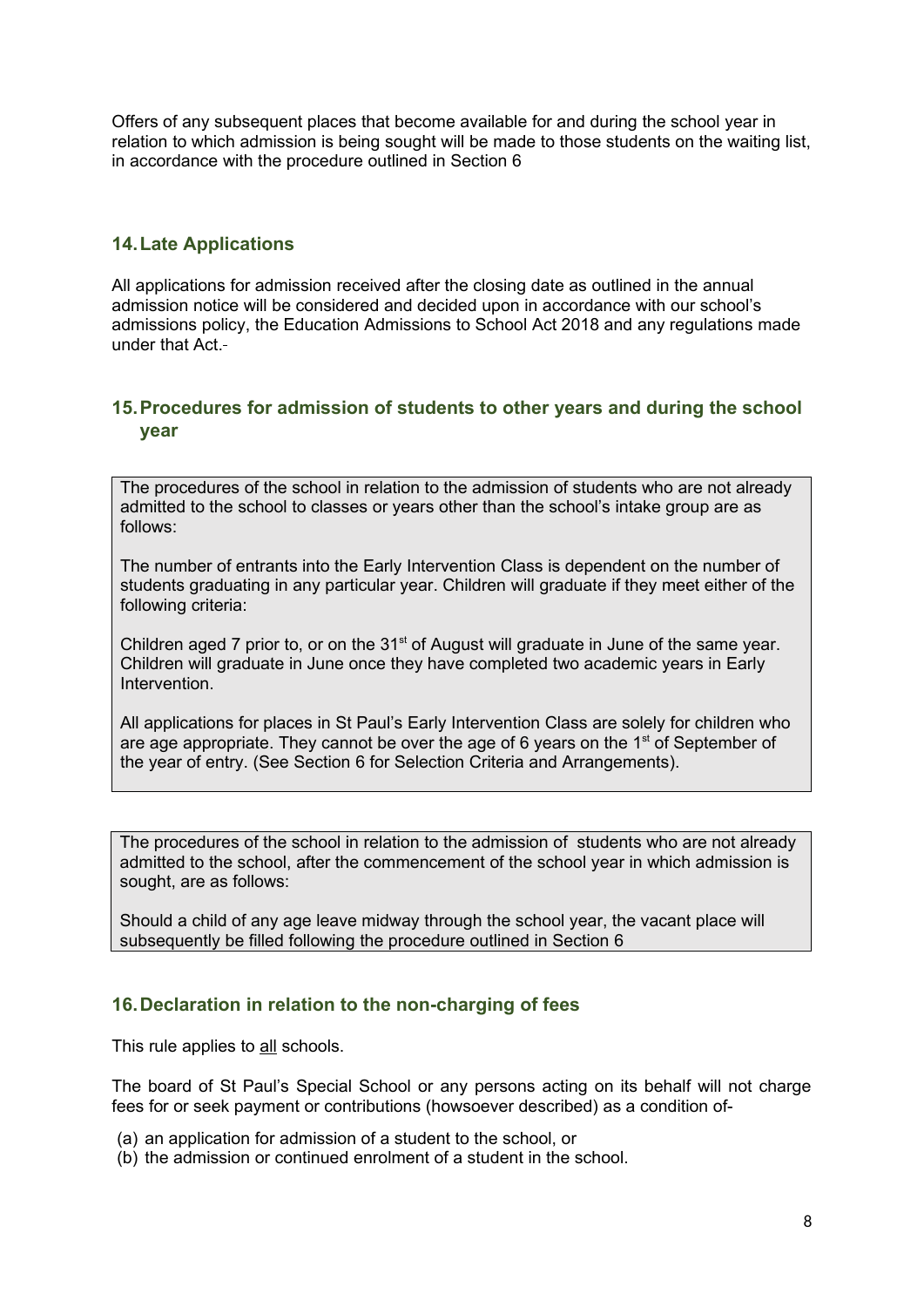Offers of any subsequent places that become available for and during the school year in relation to which admission is being sought will be made to those students on the waiting list, in accordance with the procedure outlined in Section 6

## 14. Late Applications

All applications for admission received after the closing date as outlined in the annual admission notice will be considered and decided upon in accordance with our school's admissions policy, the Education Admissions to School Act 2018 and any regulations made under that Act.

## 15. Procedures for admission of students to other years and during the school year

The procedures of the school in relation to the admission of students who are not already admitted to the school to classes or years other than the school's intake group are as follows:

The number of entrants into the Early Intervention Class is dependent on the number of students graduating in any particular year. Children will graduate if they meet either of the following criteria:

Children aged 7 prior to, or on the 31st of August will graduate in June of the same year. Children will graduate in June once they have completed two academic years in Early Intervention.

All applications for places in St Paul's Early Intervention Class are solely for children who are age appropriate. They cannot be over the age of 6 years on the 1st of September of the year of entry. (See Section 6 for Selection Criteria and Arrangements).

The procedures of the school in relation to the admission of students who are not already admitted to the school, after the commencement of the school year in which admission is sought, are as follows:

Should a child of any age leave midway through the school year, the vacant place will subsequently be filled following the procedure outlined in Section 6

## 16. Declaration in relation to the non-charging of fees

This rule applies to all schools.

The board of St Paul's Special School or any persons acting on its behalf will not charge fees for or seek payment or contributions (howsoever described) as a condition of-

(a) an application for admission of a student to the school, or
(b) the admission or continued enrolment of a student in the school.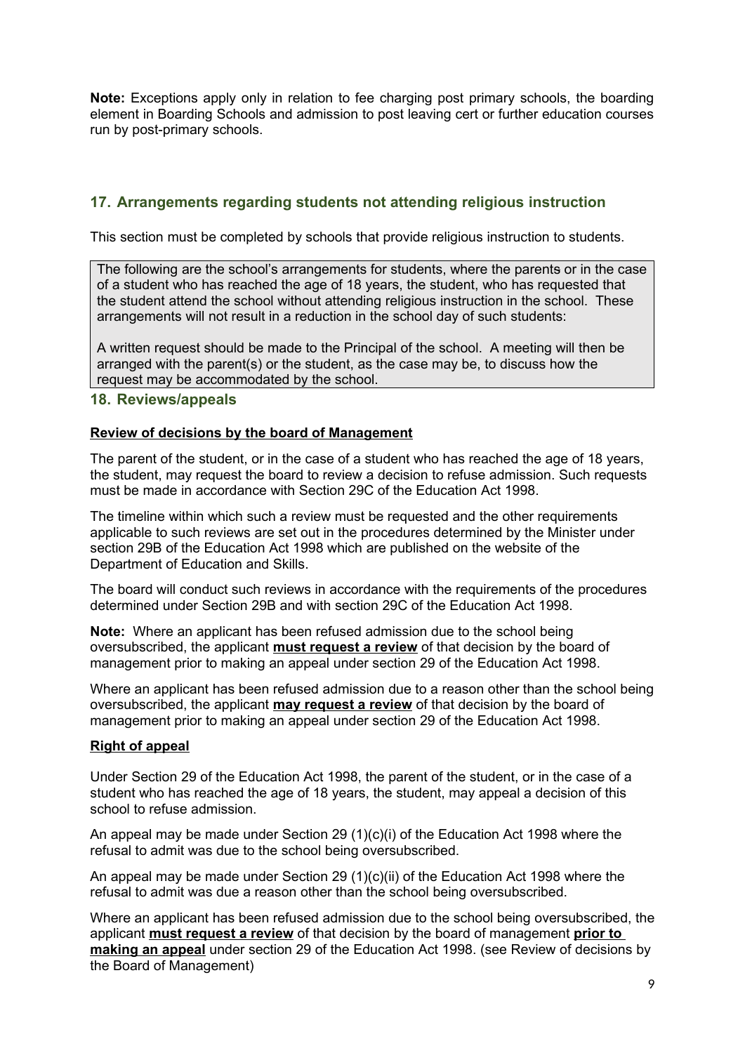**Note:** Exceptions apply only in relation to fee charging post primary schools, the boarding element in Boarding Schools and admission to post leaving cert or further education courses run by post-primary schools.

## 17. Arrangements regarding students not attending religious instruction

This section must be completed by schools that provide religious instruction to students.

The following are the school's arrangements for students, where the parents or in the case of a student who has reached the age of 18 years, the student, who has requested that the student attend the school without attending religious instruction in the school. These arrangements will not result in a reduction in the school day of such students:

A written request should be made to the Principal of the school. A meeting will then be arranged with the parent(s) or the student, as the case may be, to discuss how the request may be accommodated by the school.

## 18. Reviews/appeals

**Review of decisions by the board of Management**

The parent of the student, or in the case of a student who has reached the age of 18 years, the student, may request the board to review a decision to refuse admission. Such requests must be made in accordance with Section 29C of the Education Act 1998.

The timeline within which such a review must be requested and the other requirements applicable to such reviews are set out in the procedures determined by the Minister under section 29B of the Education Act 1998 which are published on the website of the Department of Education and Skills.

The board will conduct such reviews in accordance with the requirements of the procedures determined under Section 29B and with section 29C of the Education Act 1998.

**Note:** Where an applicant has been refused admission due to the school being oversubscribed, the applicant **must request a review** of that decision by the board of management prior to making an appeal under section 29 of the Education Act 1998.

Where an applicant has been refused admission due to a reason other than the school being oversubscribed, the applicant **may request a review** of that decision by the board of management prior to making an appeal under section 29 of the Education Act 1998.

**Right of appeal**

Under Section 29 of the Education Act 1998, the parent of the student, or in the case of a student who has reached the age of 18 years, the student, may appeal a decision of this school to refuse admission.

An appeal may be made under Section 29 (1)(c)(i) of the Education Act 1998 where the refusal to admit was due to the school being oversubscribed.

An appeal may be made under Section 29 (1)(c)(ii) of the Education Act 1998 where the refusal to admit was due a reason other than the school being oversubscribed.

Where an applicant has been refused admission due to the school being oversubscribed, the applicant **must request a review** of that decision by the board of management **prior to making an appeal** under section 29 of the Education Act 1998. (see Review of decisions by the Board of Management)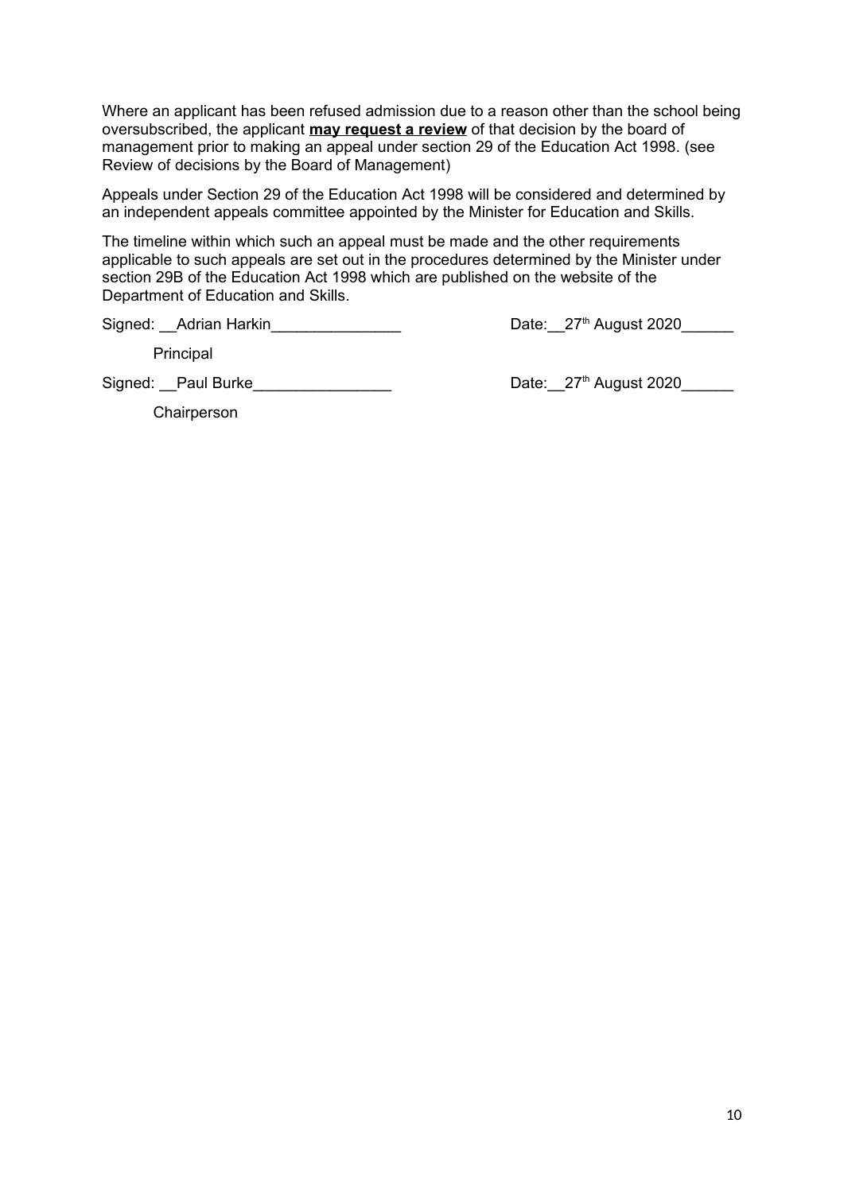Where an applicant has been refused admission due to a reason other than the school being oversubscribed, the applicant **may request a review** of that decision by the board of management prior to making an appeal under section 29 of the Education Act 1998. (see Review of decisions by the Board of Management)

Appeals under Section 29 of the Education Act 1998 will be considered and determined by an independent appeals committee appointed by the Minister for Education and Skills.

The timeline within which such an appeal must be made and the other requirements applicable to such appeals are set out in the procedures determined by the Minister under section 29B of the Education Act 1998 which are published on the website of the Department of Education and Skills.

Signed: __Adrian Harkin_______________ Date:__27th August 2020______

Principal

Signed: __Paul Burke________________ Date:__27th August 2020______

Chairperson